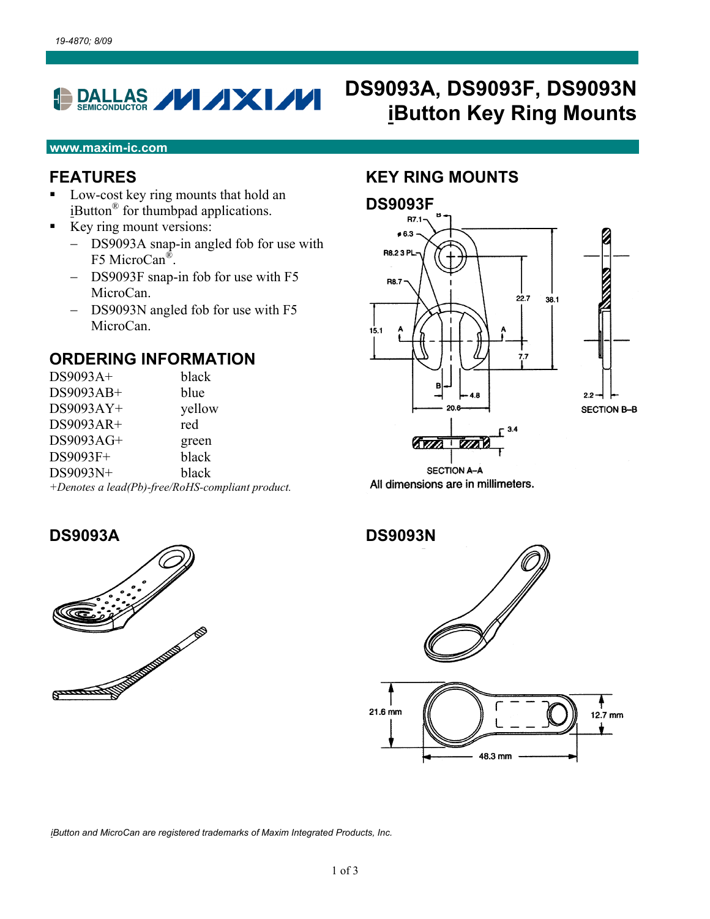19-4870; 8/09

# DS9093A, DS9093F, DS9093N iButton Key Ring Mounts

www.maxim-ic.com

## FEATURES

- Low-cost key ring mounts that hold an iButton® for thumbpad applications.
- Key ring mount versions:
  - DS9093A snap-in angled fob for use with F5 MicroCan®.
  - DS9093F snap-in fob for use with F5 MicroCan.
  - DS9093N angled fob for use with F5 MicroCan.

## ORDERING INFORMATION

| | |
|---|---|
| DS9093A+ | black |
| DS9093AB+ | blue |
| DS9093AY+ | yellow |
| DS9093AR+ | red |
| DS9093AG+ | green |
| DS9093F+ | black |
| DS9093N+ | black |

*+Denotes a lead(Pb)-free/RoHS-compliant product.*

## KEY RING MOUNTS

### DS9093F

All dimensions are in millimeters.

### DS9093A

### DS9093N

*iButton and MicroCan are registered trademarks of Maxim Integrated Products, Inc.*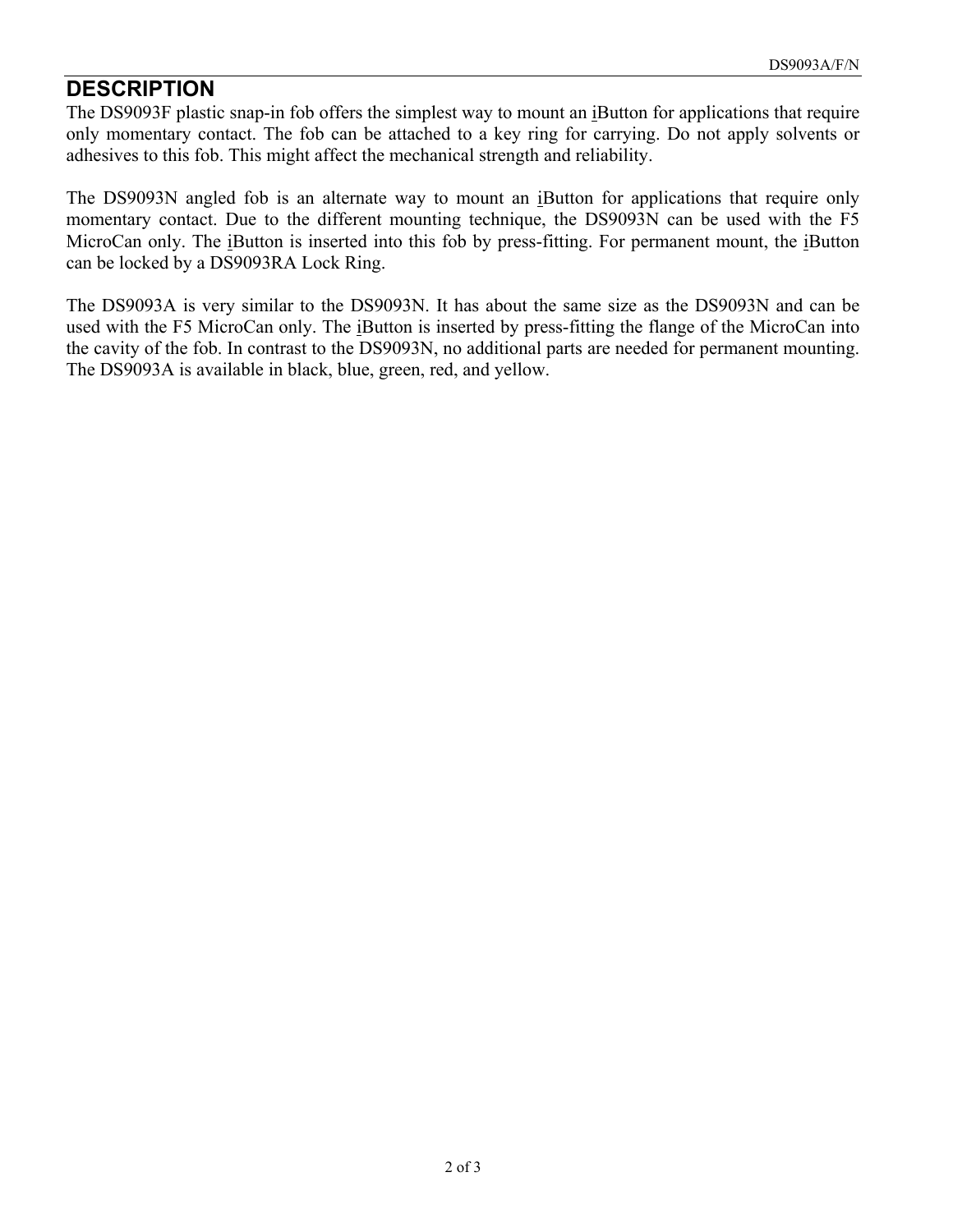## DESCRIPTION

The DS9093F plastic snap-in fob offers the simplest way to mount an iButton for applications that require only momentary contact. The fob can be attached to a key ring for carrying. Do not apply solvents or adhesives to this fob. This might affect the mechanical strength and reliability.

The DS9093N angled fob is an alternate way to mount an iButton for applications that require only momentary contact. Due to the different mounting technique, the DS9093N can be used with the F5 MicroCan only. The iButton is inserted into this fob by press-fitting. For permanent mount, the iButton can be locked by a DS9093RA Lock Ring.

The DS9093A is very similar to the DS9093N. It has about the same size as the DS9093N and can be used with the F5 MicroCan only. The iButton is inserted by press-fitting the flange of the MicroCan into the cavity of the fob. In contrast to the DS9093N, no additional parts are needed for permanent mounting. The DS9093A is available in black, blue, green, red, and yellow.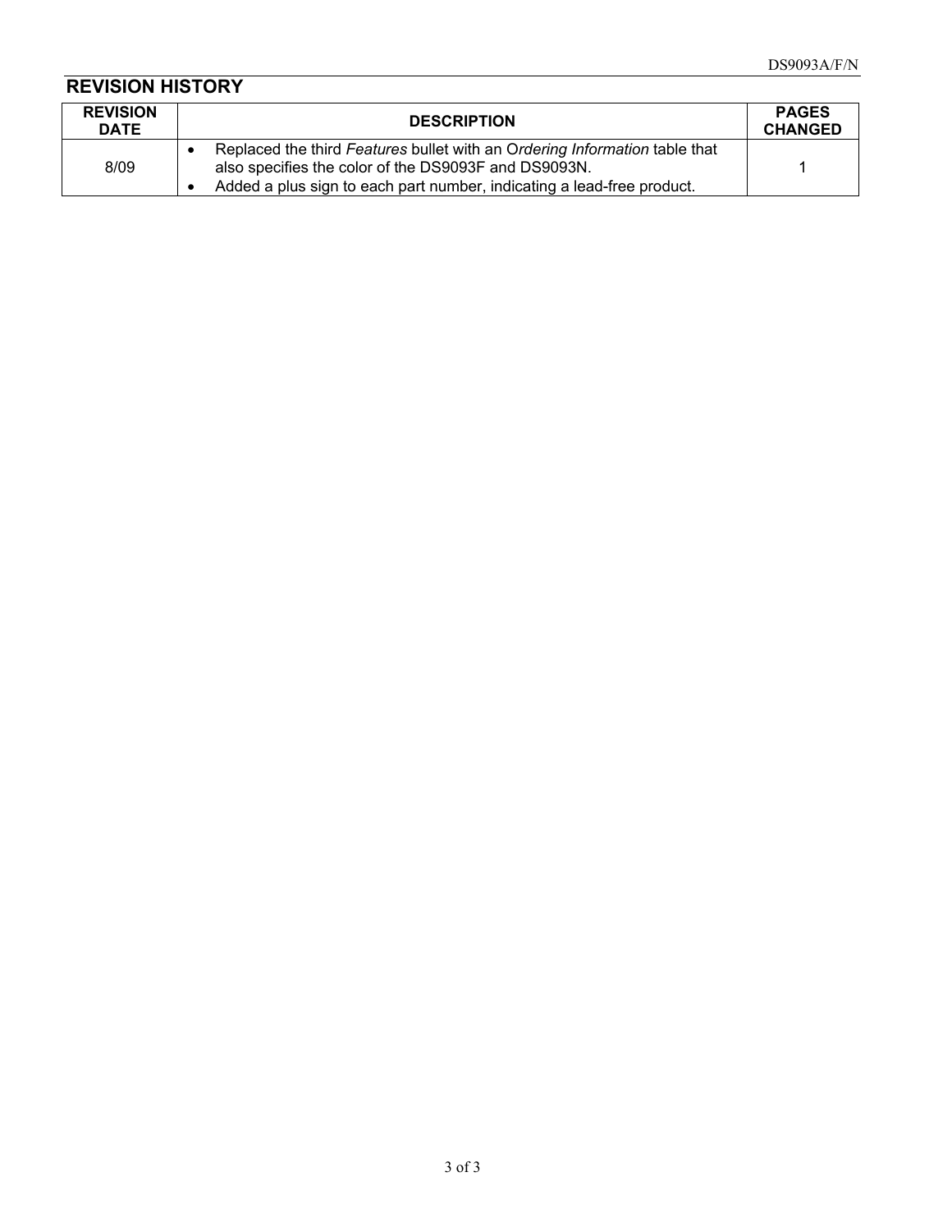## REVISION HISTORY

| REVISION DATE | DESCRIPTION | PAGES CHANGED |
|---|---|---|
| 8/09 | • Replaced the third *Features* bullet with an O*rdering Information* table that also specifies the color of the DS9093F and DS9093N.<br>• Added a plus sign to each part number, indicating a lead-free product. | 1 |